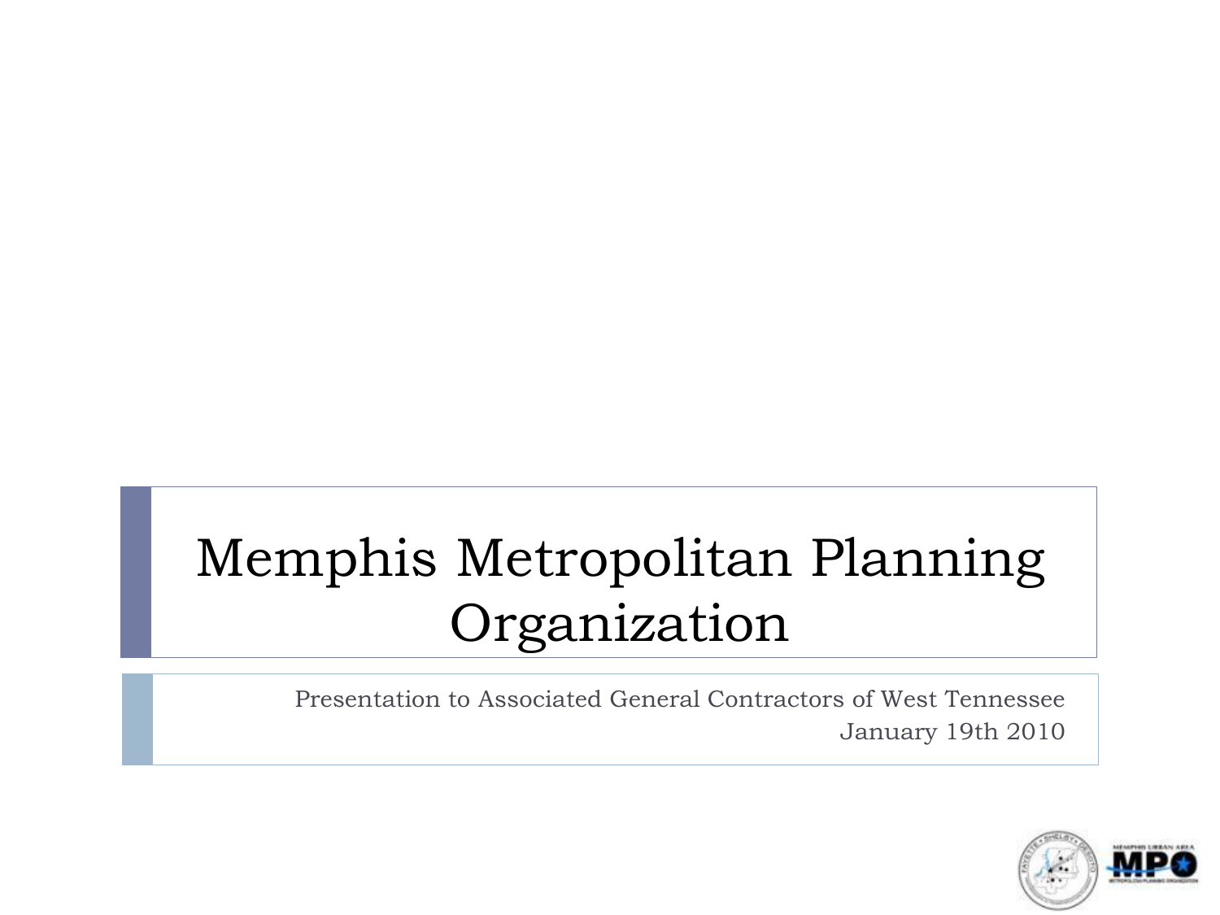# Memphis Metropolitan Planning Organization

Presentation to Associated General Contractors of West Tennessee
January 19th 2010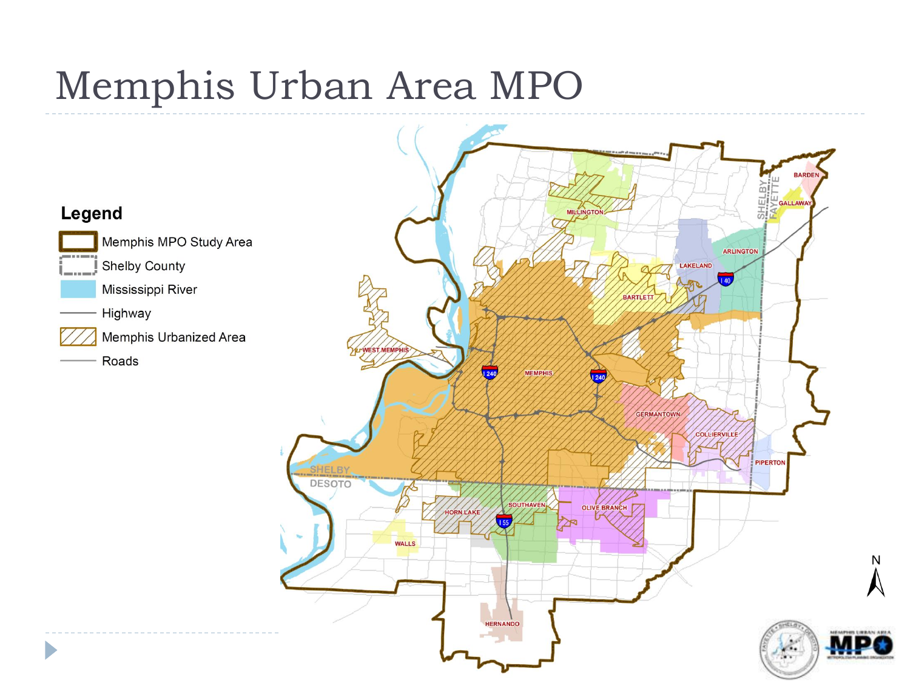# Memphis Urban Area MPO

**Legend**

- Memphis MPO Study Area
- Shelby County
- Mississippi River
- Highway
- Memphis Urbanized Area
- Roads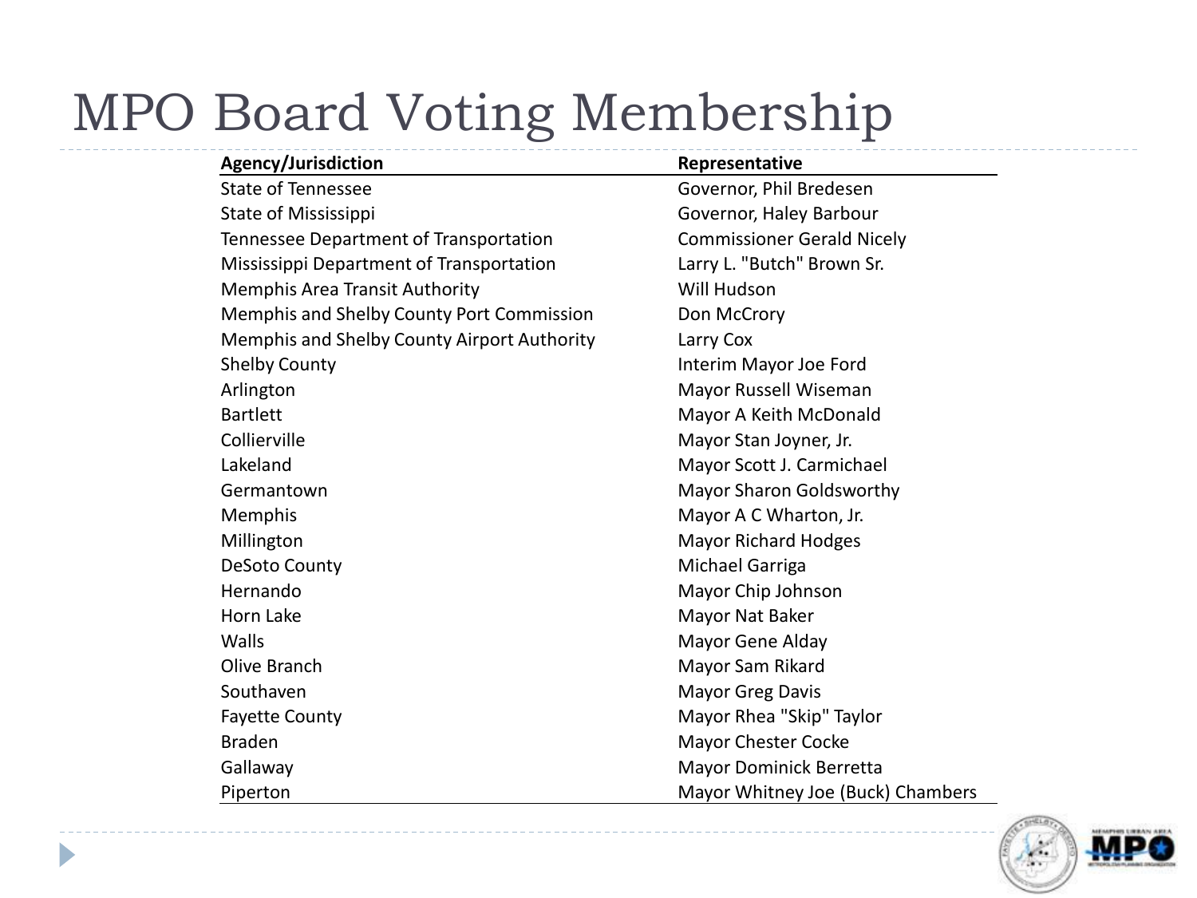# MPO Board Voting Membership

| Agency/Jurisdiction | Representative |
|---|---|
| State of Tennessee | Governor, Phil Bredesen |
| State of Mississippi | Governor, Haley Barbour |
| Tennessee Department of Transportation | Commissioner Gerald Nicely |
| Mississippi Department of Transportation | Larry L. "Butch" Brown Sr. |
| Memphis Area Transit Authority | Will Hudson |
| Memphis and Shelby County Port Commission | Don McCrory |
| Memphis and Shelby County Airport Authority | Larry Cox |
| Shelby County | Interim Mayor Joe Ford |
| Arlington | Mayor Russell Wiseman |
| Bartlett | Mayor A Keith McDonald |
| Collierville | Mayor Stan Joyner, Jr. |
| Lakeland | Mayor Scott J. Carmichael |
| Germantown | Mayor Sharon Goldsworthy |
| Memphis | Mayor A C Wharton, Jr. |
| Millington | Mayor Richard Hodges |
| DeSoto County | Michael Garriga |
| Hernando | Mayor Chip Johnson |
| Horn Lake | Mayor Nat Baker |
| Walls | Mayor Gene Alday |
| Olive Branch | Mayor Sam Rikard |
| Southaven | Mayor Greg Davis |
| Fayette County | Mayor Rhea "Skip" Taylor |
| Braden | Mayor Chester Cocke |
| Gallaway | Mayor Dominick Berretta |
| Piperton | Mayor Whitney Joe (Buck) Chambers |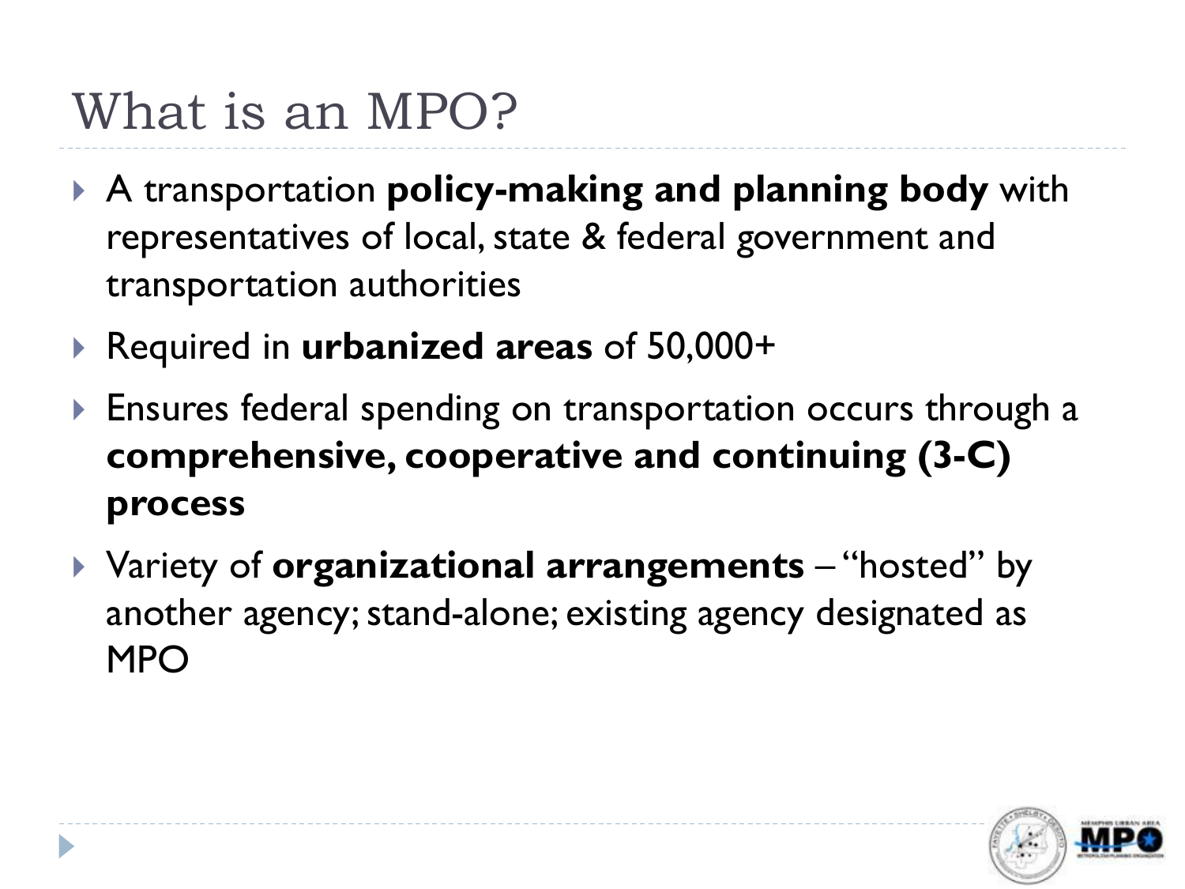# What is an MPO?

- A transportation **policy-making and planning body** with representatives of local, state & federal government and transportation authorities
- Required in **urbanized areas** of 50,000+
- Ensures federal spending on transportation occurs through a **comprehensive, cooperative and continuing (3-C) process**
- Variety of **organizational arrangements** – "hosted" by another agency; stand-alone; existing agency designated as MPO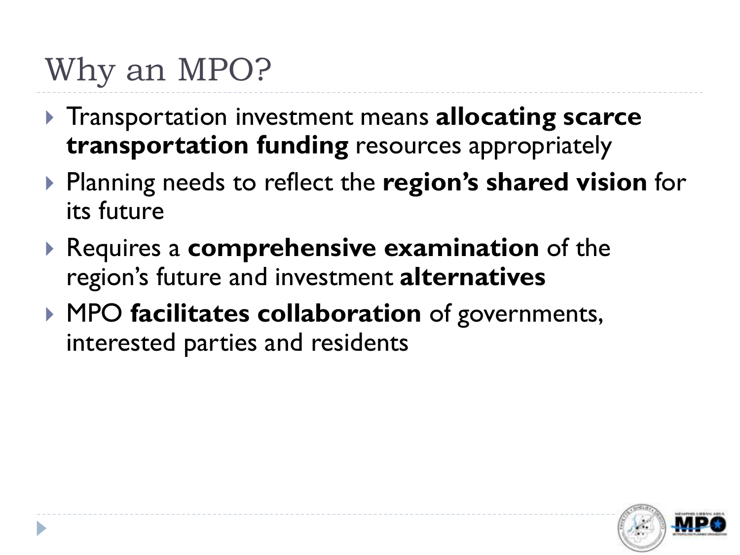# Why an MPO?

- Transportation investment means **allocating scarce transportation funding** resources appropriately
- Planning needs to reflect the **region's shared vision** for its future
- Requires a **comprehensive examination** of the region's future and investment **alternatives**
- MPO **facilitates collaboration** of governments, interested parties and residents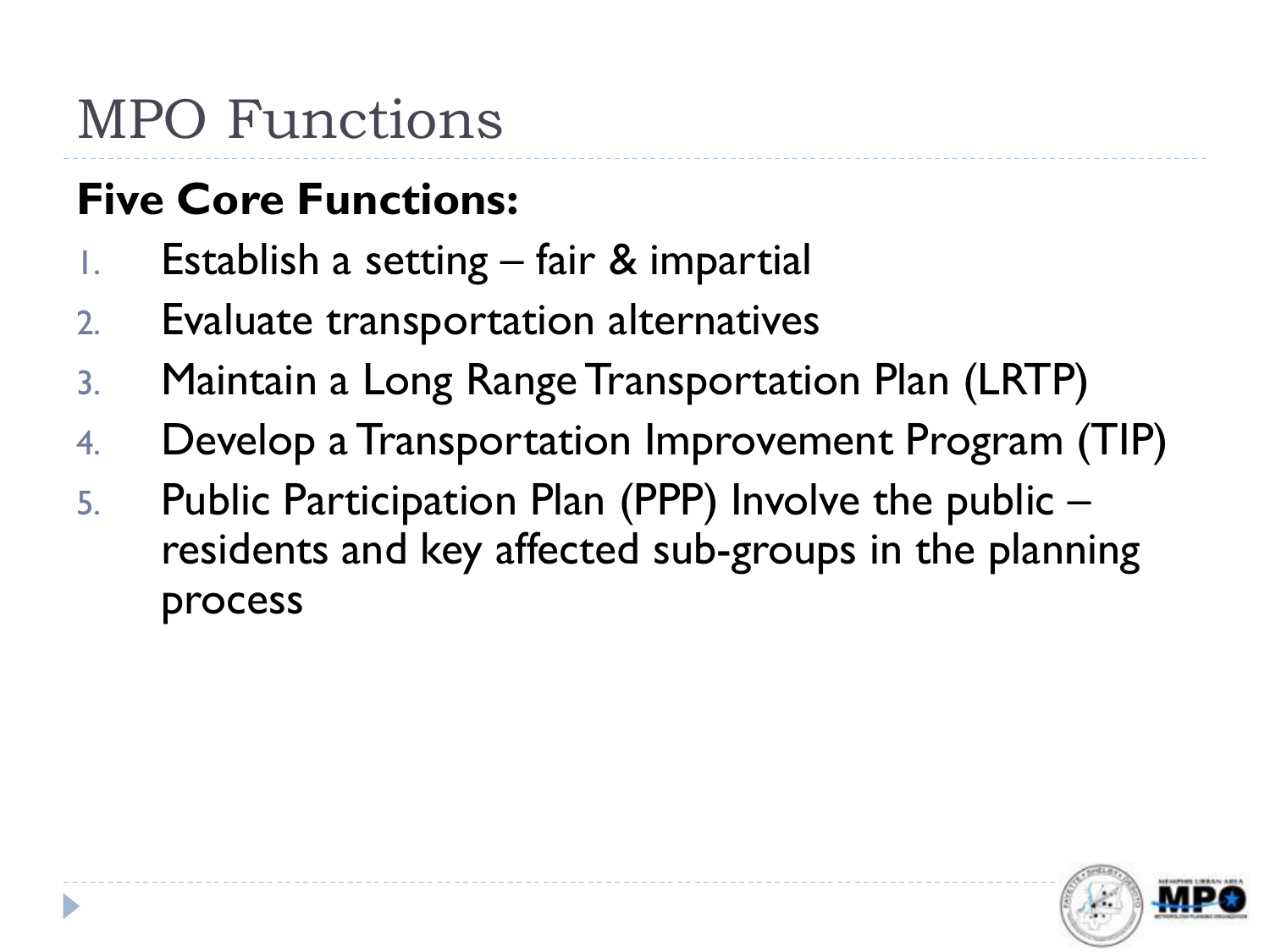# MPO Functions

**Five Core Functions:**

1. Establish a setting – fair & impartial
2. Evaluate transportation alternatives
3. Maintain a Long Range Transportation Plan (LRTP)
4. Develop a Transportation Improvement Program (TIP)
5. Public Participation Plan (PPP) Involve the public – residents and key affected sub-groups in the planning process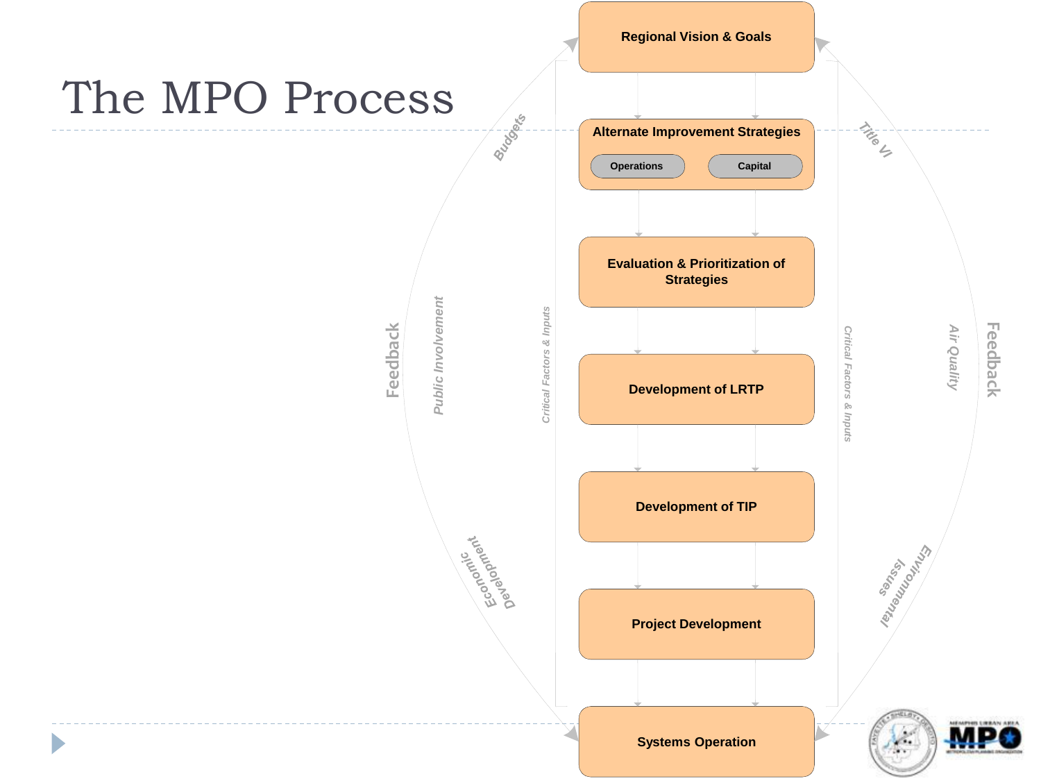# The MPO Process

**Regional Vision & Goals**

**Alternate Improvement Strategies**

- Operations
- Capital

**Evaluation & Prioritization of Strategies**

**Development of LRTP**

**Development of TIP**

**Project Development**

**Systems Operation**

Feedback

Public Involvement

Budgets

Economic Development

Critical Factors & Inputs

Critical Factors & Inputs

Title VI

Air Quality

Environmental Issues

Feedback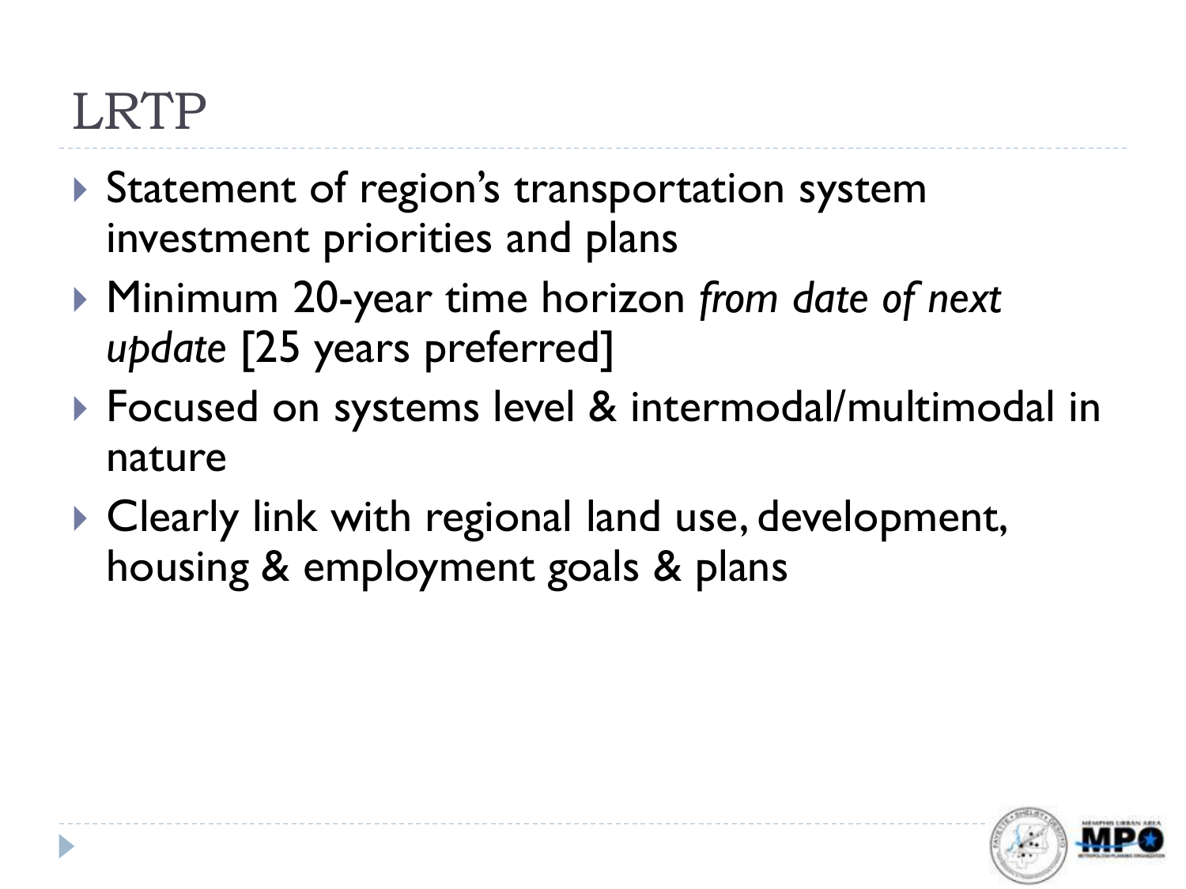# LRTP

- Statement of region's transportation system investment priorities and plans
- Minimum 20-year time horizon *from date of next update* [25 years preferred]
- Focused on systems level & intermodal/multimodal in nature
- Clearly link with regional land use, development, housing & employment goals & plans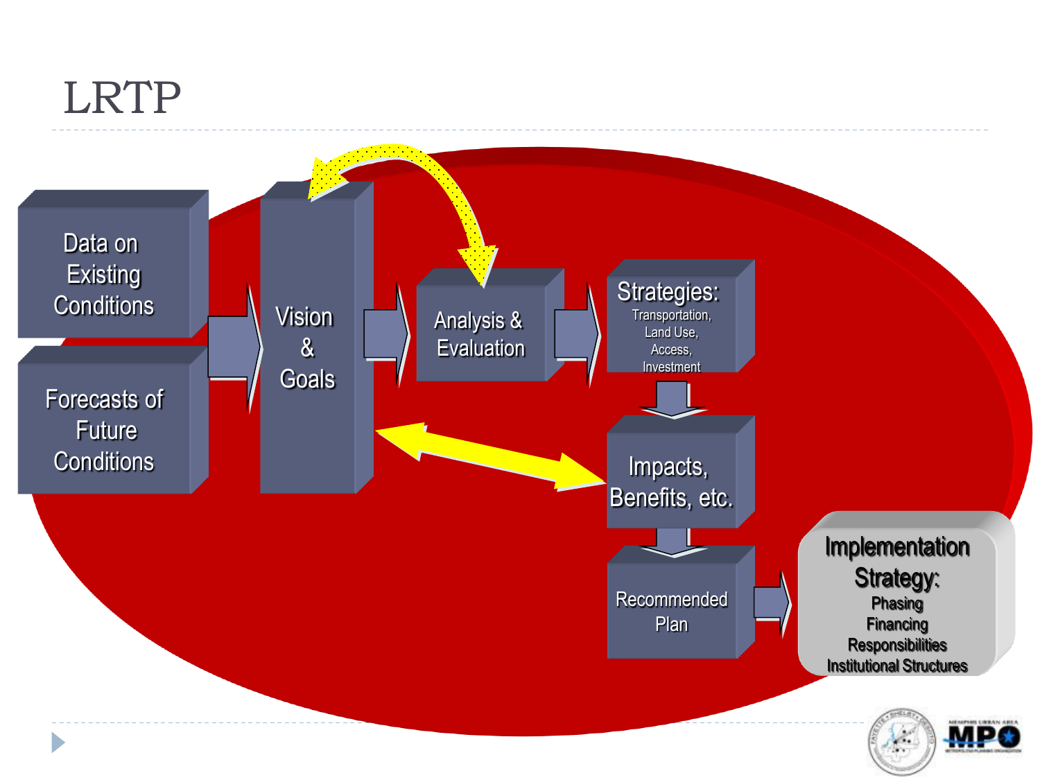# LRTP

Data on Existing Conditions

Forecasts of Future Conditions

Vision & Goals

Analysis & Evaluation

Strategies: Transportation, Land Use, Access, Investment

Impacts, Benefits, etc.

Recommended Plan

Implementation Strategy: Phasing Financing Responsibilities Institutional Structures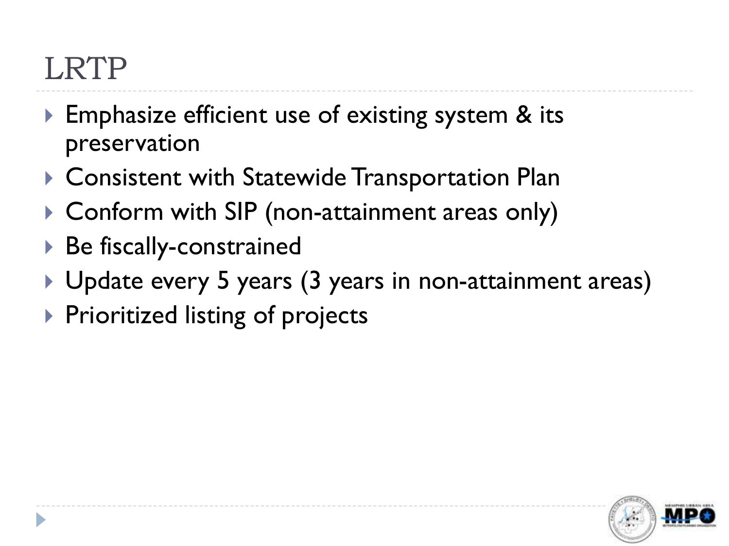# LRTP

- Emphasize efficient use of existing system & its preservation
- Consistent with Statewide Transportation Plan
- Conform with SIP (non-attainment areas only)
- Be fiscally-constrained
- Update every 5 years (3 years in non-attainment areas)
- Prioritized listing of projects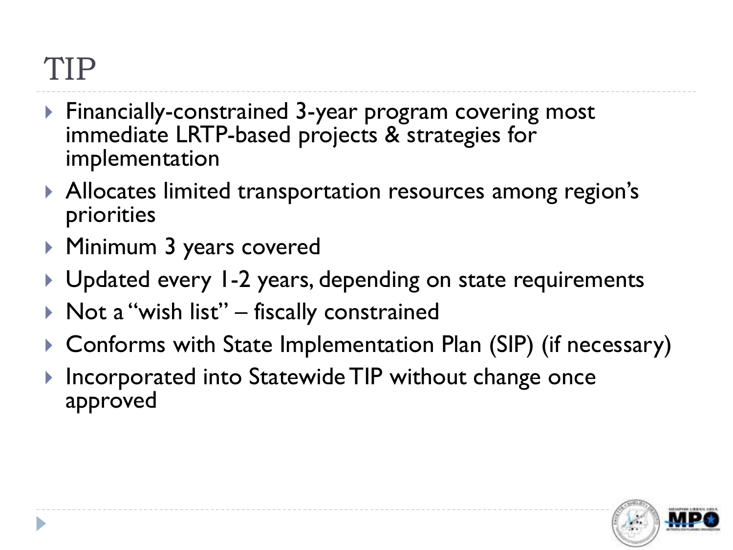# TIP

- Financially-constrained 3-year program covering most immediate LRTP-based projects & strategies for implementation
- Allocates limited transportation resources among region's priorities
- Minimum 3 years covered
- Updated every 1-2 years, depending on state requirements
- Not a "wish list" – fiscally constrained
- Conforms with State Implementation Plan (SIP) (if necessary)
- Incorporated into Statewide TIP without change once approved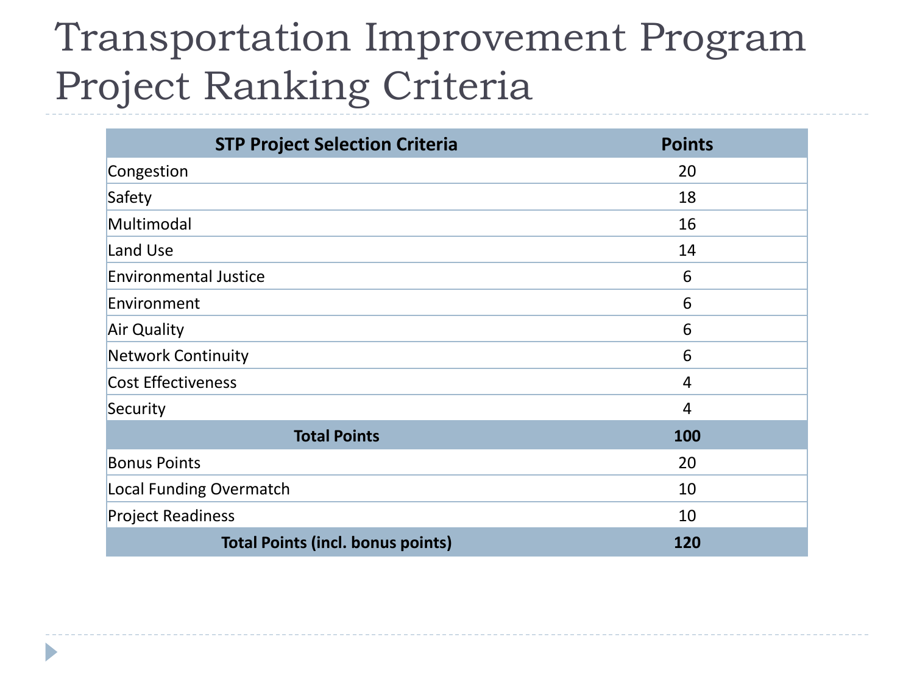# Transportation Improvement Program Project Ranking Criteria

| STP Project Selection Criteria | Points |
| --- | --- |
| Congestion | 20 |
| Safety | 18 |
| Multimodal | 16 |
| Land Use | 14 |
| Environmental Justice | 6 |
| Environment | 6 |
| Air Quality | 6 |
| Network Continuity | 6 |
| Cost Effectiveness | 4 |
| Security | 4 |
| **Total Points** | **100** |
| Bonus Points | 20 |
| Local Funding Overmatch | 10 |
| Project Readiness | 10 |
| **Total Points (incl. bonus points)** | **120** |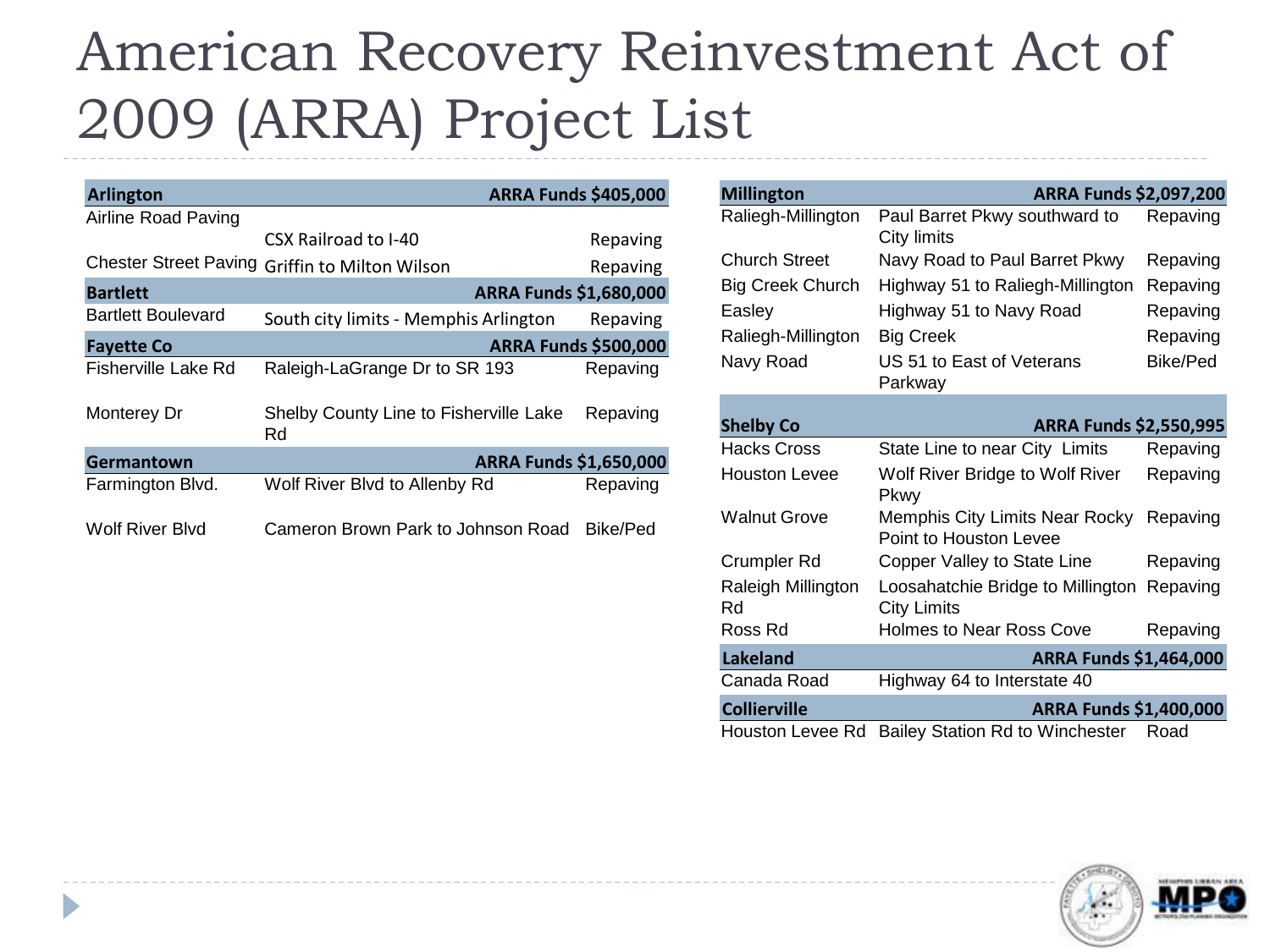# American Recovery Reinvestment Act of 2009 (ARRA) Project List

| **Arlington** | | **ARRA Funds $405,000** |
|---|---|---|
| Airline Road Paving | CSX Railroad to I-40 | Repaving |
| Chester Street Paving | Griffin to Milton Wilson | Repaving |
| **Bartlett** | | **ARRA Funds $1,680,000** |
| Bartlett Boulevard | South city limits - Memphis Arlington | Repaving |
| **Fayette Co** | | **ARRA Funds $500,000** |
| Fisherville Lake Rd | Raleigh-LaGrange Dr to SR 193 | Repaving |
| Monterey Dr | Shelby County Line to Fisherville Lake Rd | Repaving |
| **Germantown** | | **ARRA Funds $1,650,000** |
| Farmington Blvd. | Wolf River Blvd to Allenby Rd | Repaving |
| Wolf River Blvd | Cameron Brown Park to Johnson Road | Bike/Ped |

| **Millington** | | **ARRA Funds $2,097,200** |
|---|---|---|
| Raliegh-Millington | Paul Barret Pkwy southward to City limits | Repaving |
| Church Street | Navy Road to Paul Barret Pkwy | Repaving |
| Big Creek Church | Highway 51 to Raliegh-Millington | Repaving |
| Easley | Highway 51 to Navy Road | Repaving |
| Raliegh-Millington | Big Creek | Repaving |
| Navy Road | US 51 to East of Veterans Parkway | Bike/Ped |
| **Shelby Co** | | **ARRA Funds $2,550,995** |
| Hacks Cross | State Line to near City Limits | Repaving |
| Houston Levee | Wolf River Bridge to Wolf River Pkwy | Repaving |
| Walnut Grove | Memphis City Limits Near Rocky Point to Houston Levee | Repaving |
| Crumpler Rd | Copper Valley to State Line | Repaving |
| Raleigh Millington Rd | Loosahatchie Bridge to Millington City Limits | Repaving |
| Ross Rd | Holmes to Near Ross Cove | Repaving |
| **Lakeland** | | **ARRA Funds $1,464,000** |
| Canada Road | Highway 64 to Interstate 40 | |
| **Collierville** | | **ARRA Funds $1,400,000** |
| Houston Levee Rd | Bailey Station Rd to Winchester Road | |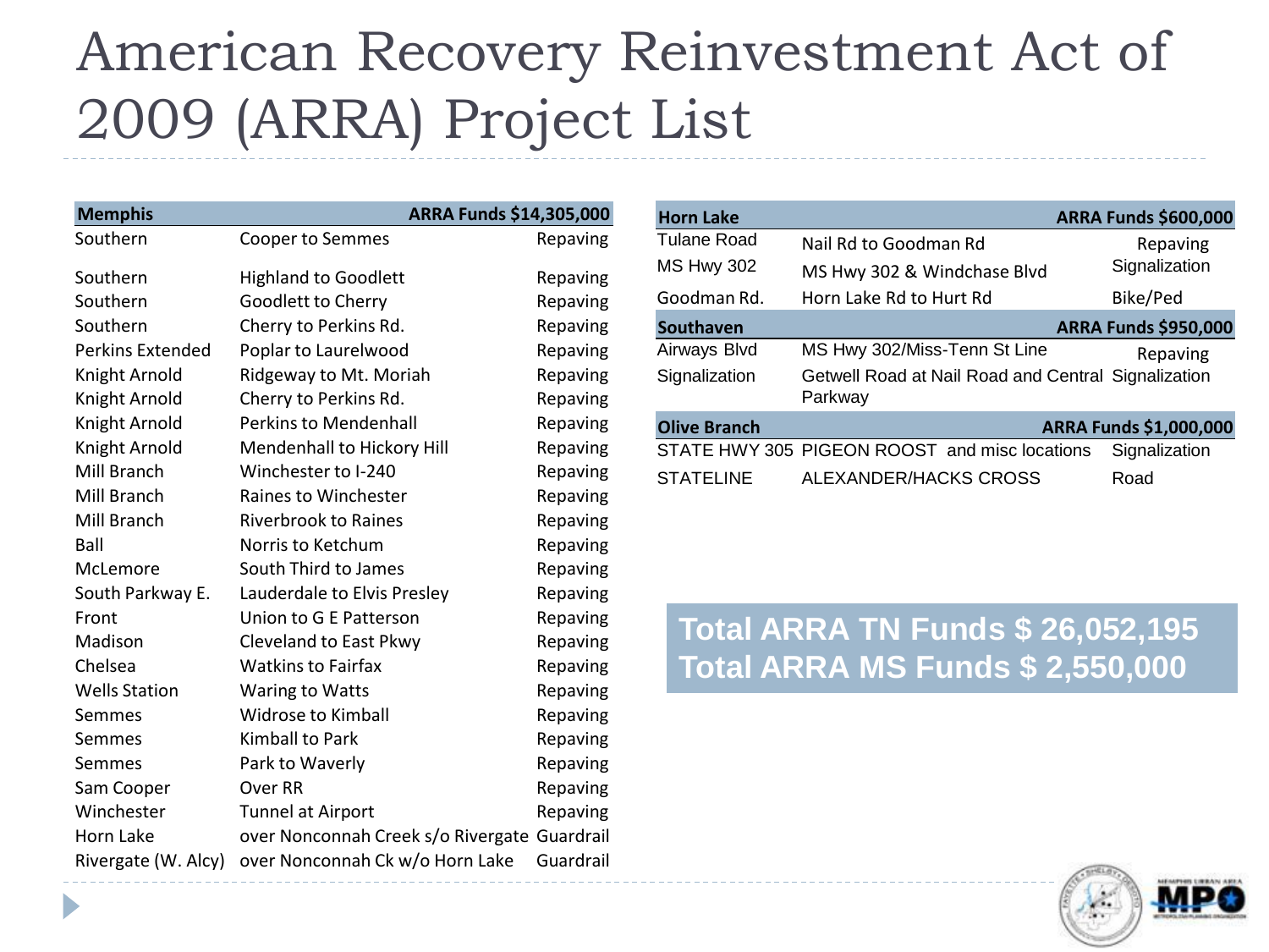# American Recovery Reinvestment Act of 2009 (ARRA) Project List

| Memphis | | ARRA Funds $14,305,000 |
|---|---|---|
| Southern | Cooper to Semmes | Repaving |
| Southern | Highland to Goodlett | Repaving |
| Southern | Goodlett to Cherry | Repaving |
| Southern | Cherry to Perkins Rd. | Repaving |
| Perkins Extended | Poplar to Laurelwood | Repaving |
| Knight Arnold | Ridgeway to Mt. Moriah | Repaving |
| Knight Arnold | Cherry to Perkins Rd. | Repaving |
| Knight Arnold | Perkins to Mendenhall | Repaving |
| Knight Arnold | Mendenhall to Hickory Hill | Repaving |
| Mill Branch | Winchester to I-240 | Repaving |
| Mill Branch | Raines to Winchester | Repaving |
| Mill Branch | Riverbrook to Raines | Repaving |
| Ball | Norris to Ketchum | Repaving |
| McLemore | South Third to James | Repaving |
| South Parkway E. | Lauderdale to Elvis Presley | Repaving |
| Front | Union to G E Patterson | Repaving |
| Madison | Cleveland to East Pkwy | Repaving |
| Chelsea | Watkins to Fairfax | Repaving |
| Wells Station | Waring to Watts | Repaving |
| Semmes | Widrose to Kimball | Repaving |
| Semmes | Kimball to Park | Repaving |
| Semmes | Park to Waverly | Repaving |
| Sam Cooper | Over RR | Repaving |
| Winchester | Tunnel at Airport | Repaving |
| Horn Lake | over Nonconnah Creek s/o Rivergate | Guardrail |
| Rivergate (W. Alcy) | over Nonconnah Ck w/o Horn Lake | Guardrail |

| Horn Lake | | ARRA Funds $600,000 |
|---|---|---|
| Tulane Road | Nail Rd to Goodman Rd | Repaving |
| MS Hwy 302 | MS Hwy 302 & Windchase Blvd | Signalization |
| Goodman Rd. | Horn Lake Rd to Hurt Rd | Bike/Ped |
| **Southaven** | | **ARRA Funds $950,000** |
| Airways Blvd | MS Hwy 302/Miss-Tenn St Line | Repaving |
| Signalization | Getwell Road at Nail Road and Central Parkway | Signalization |
| **Olive Branch** | | **ARRA Funds $1,000,000** |
| STATE HWY 305 | PIGEON ROOST and misc locations | Signalization |
| STATELINE | ALEXANDER/HACKS CROSS | Road |

**Total ARRA TN Funds $ 26,052,195**
**Total ARRA MS Funds $ 2,550,000**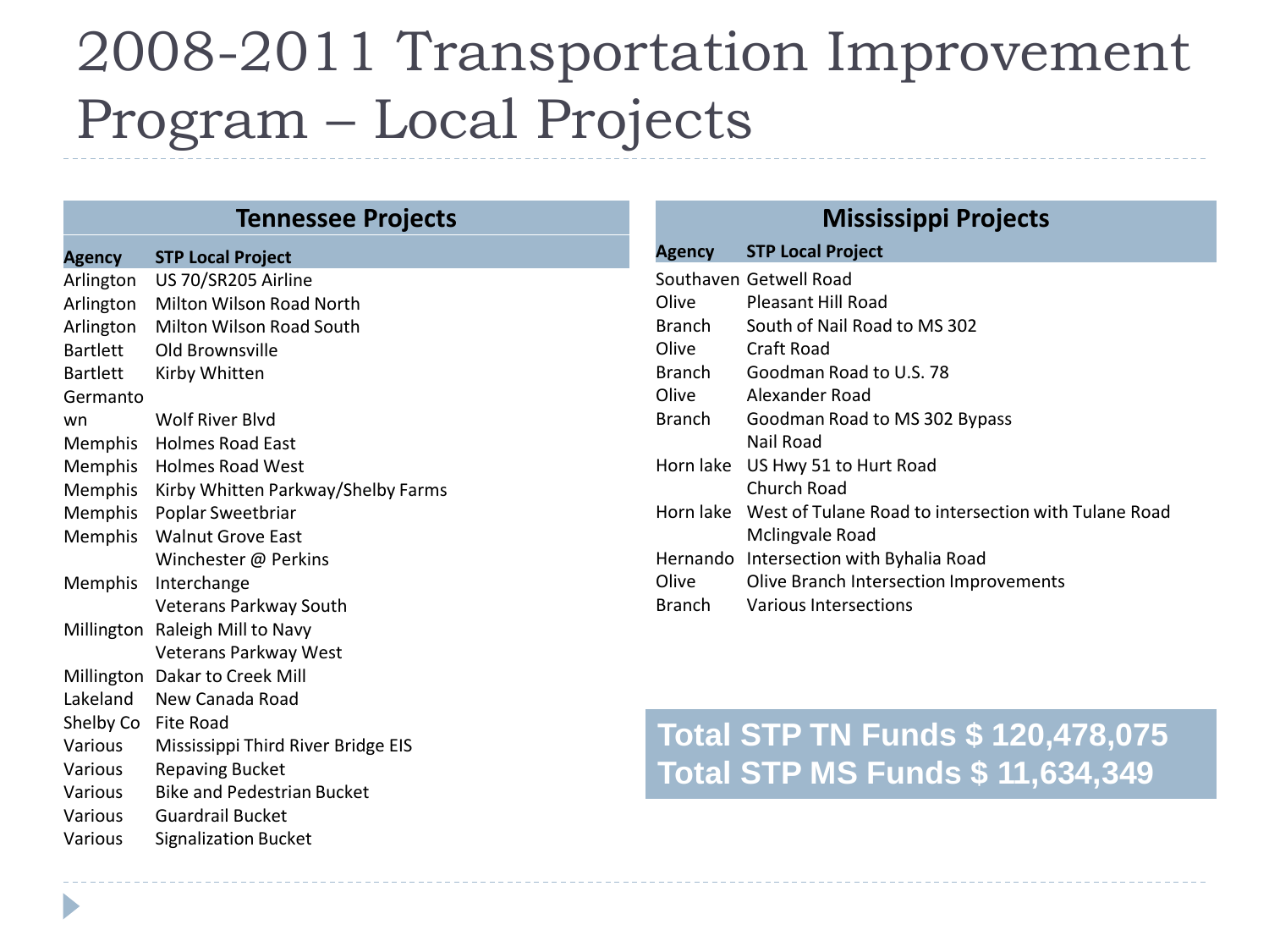# 2008-2011 Transportation Improvement Program – Local Projects

## Tennessee Projects

| Agency | STP Local Project |
| --- | --- |
| Arlington | US 70/SR205 Airline |
| Arlington | Milton Wilson Road North |
| Arlington | Milton Wilson Road South |
| Bartlett | Old Brownsville |
| Bartlett | Kirby Whitten |
| Germantown | Wolf River Blvd |
| Memphis | Holmes Road East |
| Memphis | Holmes Road West |
| Memphis | Kirby Whitten Parkway/Shelby Farms |
| Memphis | Poplar Sweetbriar |
| Memphis | Walnut Grove East |
| Memphis | Winchester @ Perkins Interchange |
| Millington | Veterans Parkway South Raleigh Mill to Navy |
| Millington | Veterans Parkway West Dakar to Creek Mill |
| Lakeland | New Canada Road |
| Shelby Co | Fite Road |
| Various | Mississippi Third River Bridge EIS |
| Various | Repaving Bucket |
| Various | Bike and Pedestrian Bucket |
| Various | Guardrail Bucket |
| Various | Signalization Bucket |

## Mississippi Projects

| Agency | STP Local Project |
| --- | --- |
| Southaven | Getwell Road |
| Olive Branch | Pleasant Hill Road South of Nail Road to MS 302 |
| Olive Branch | Craft Road Goodman Road to U.S. 78 |
| Olive Branch | Alexander Road Goodman Road to MS 302 Bypass |
| Horn lake | Nail Road US Hwy 51 to Hurt Road |
| Horn lake | Church Road West of Tulane Road to intersection with Tulane Road |
| Hernando | Mclingvale Road Intersection with Byhalia Road |
| Olive Branch | Olive Branch Intersection Improvements Various Intersections |

**Total STP TN Funds $ 120,478,075**
**Total STP MS Funds $ 11,634,349**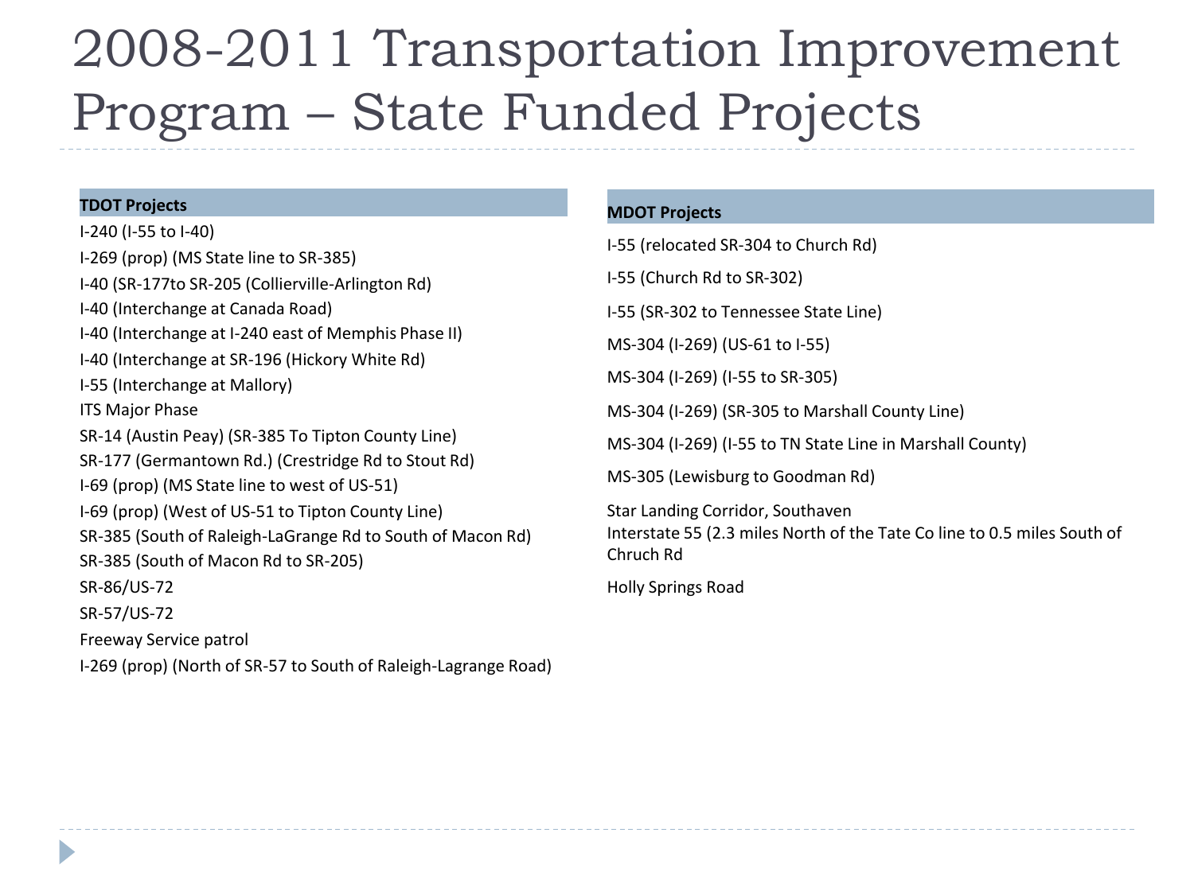# 2008-2011 Transportation Improvement Program – State Funded Projects

**TDOT Projects**

I-240 (I-55 to I-40)
I-269 (prop) (MS State line to SR-385)
I-40 (SR-177to SR-205 (Collierville-Arlington Rd)
I-40 (Interchange at Canada Road)
I-40 (Interchange at I-240 east of Memphis Phase II)
I-40 (Interchange at SR-196 (Hickory White Rd)
I-55 (Interchange at Mallory)
ITS Major Phase
SR-14 (Austin Peay) (SR-385 To Tipton County Line)
SR-177 (Germantown Rd.) (Crestridge Rd to Stout Rd)
I-69 (prop) (MS State line to west of US-51)
I-69 (prop) (West of US-51 to Tipton County Line)
SR-385 (South of Raleigh-LaGrange Rd to South of Macon Rd)
SR-385 (South of Macon Rd to SR-205)
SR-86/US-72
SR-57/US-72
Freeway Service patrol
I-269 (prop) (North of SR-57 to South of Raleigh-Lagrange Road)

**MDOT Projects**

I-55 (relocated SR-304 to Church Rd)

I-55 (Church Rd to SR-302)

I-55 (SR-302 to Tennessee State Line)

MS-304 (I-269) (US-61 to I-55)

MS-304 (I-269) (I-55 to SR-305)

MS-304 (I-269) (SR-305 to Marshall County Line)

MS-304 (I-269) (I-55 to TN State Line in Marshall County)

MS-305 (Lewisburg to Goodman Rd)

Star Landing Corridor, Southaven
Interstate 55 (2.3 miles North of the Tate Co line to 0.5 miles South of Chruch Rd

Holly Springs Road